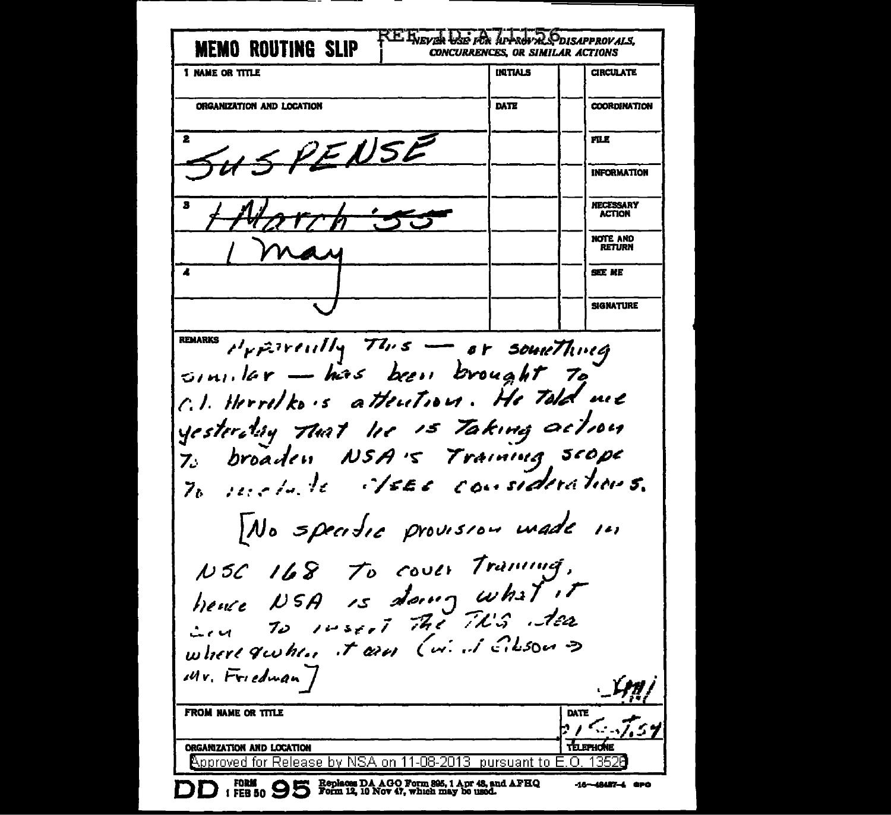REF ID:A71156

# MEMO ROUTING SLIP

NEVER USE FOR APPROVALS, DISAPPROVALS, CONCURRENCES, OR SIMILAR ACTIONS

| NAME OR TITLE | INITIALS | | CIRCULATE |
|---|---|---|---|
| 1 | | | |
| ORGANIZATION AND LOCATION | DATE | | COORDINATION |
| | | | |
| 2 SUSPENSE | | | FILE |
| | | | INFORMATION |
| 3 ~~1 March '55~~ | | | NECESSARY ACTION |
| 1 May | | | NOTE AND RETURN |
| 4 | | | SEE ME |
| | | | SIGNATURE |

REMARKS Apparently this — or something similar — has been brought to Col. Herrelko's attention. He told me yesterday that he is taking action to broaden NSA's training scope to include these considerations.

[No specific provision made in NSC 168 to cover training, hence NSA is doing what it can to insert the TLS idea where & when it can (via Gibson → Mr. Friedman]

WM

FROM NAME OR TITLE

DATE 21 Sept 54

ORGANIZATION AND LOCATION

TELEPHONE

Approved for Release by NSA on 11-08-2013 pursuant to E.O. 13526

DD FORM 1 FEB 50 95 Replaces DA AGO Form 895, 1 Apr 48, and AFHQ Form 12, 10 Nov 47, which may be used.

-16—48487-4 GPO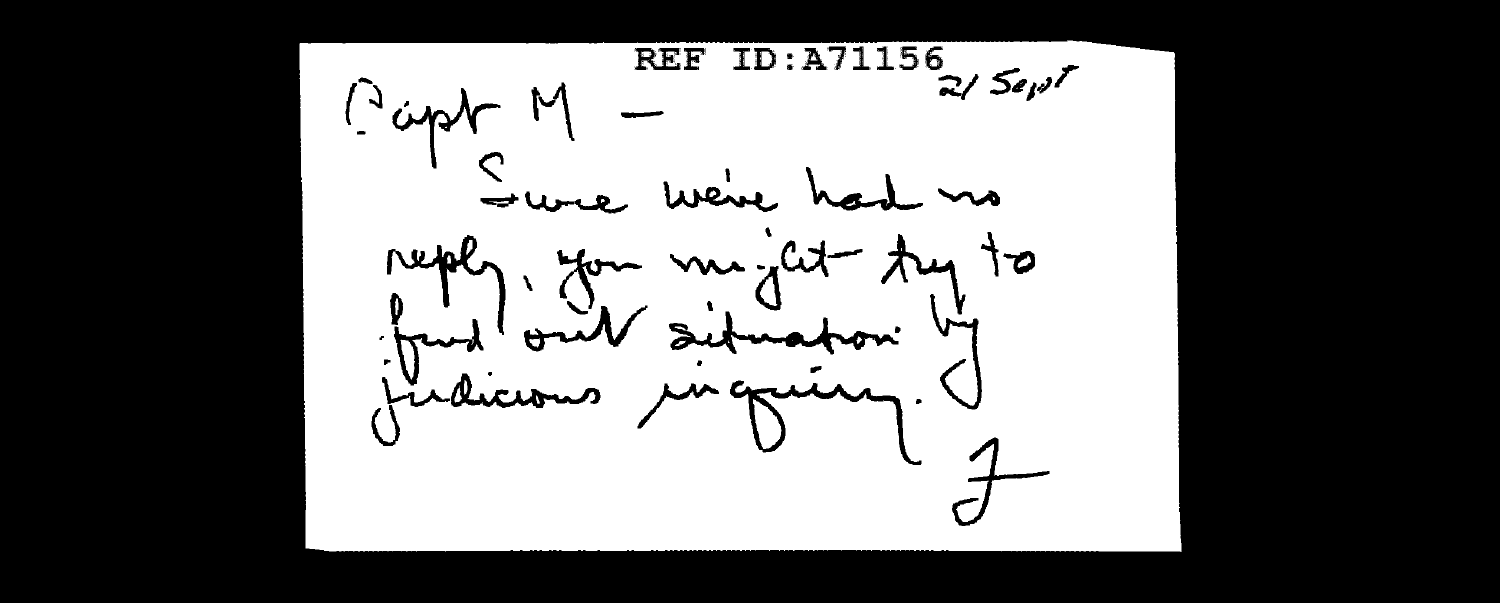REF ID:A71156

21 Sept

Capt M —

Since we've had no reply, you might try to find out situation by judicious inquiry.

F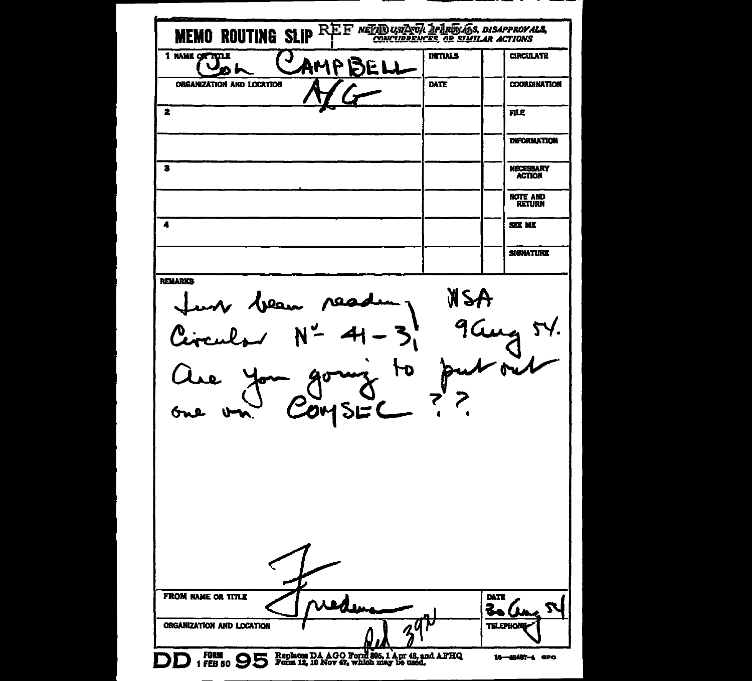# MEMO ROUTING SLIP

REF ID:A71156

NEVER USE FOR APPROVALS, DISAPPROVALS, CONCURRENCES, OR SIMILAR ACTIONS

| | | INITIALS | | CIRCULATE |
|---|---|---|---|---|
| 1 NAME OR TITLE | Col Campbell | | | |
| ORGANIZATION AND LOCATION | A/G | DATE | | COORDINATION |
| 2 | | | | FILE |
| | | | | INFORMATION |
| 3 | | | | NECESSARY ACTION |
| | | | | NOTE AND RETURN |
| 4 | | | | SEE ME |
| | | | | SIGNATURE |

**REMARKS**

Just been reading NSA Circular No. 41-3, 9 Aug 54.
Are you going to put out one on COMSEC ??

F

| FROM NAME OR TITLE | Friedman | DATE | 30 Aug 54 |
|---|---|---|---|
| ORGANIZATION AND LOCATION | Ad 39? | TELEPHONE | |

DD FORM 1 FEB 50 95 Replaces DA AGO Form 895, 1 Apr 48, and AFHQ Form 12, 10 Nov 47, which may be used.

16—48487-4 GPO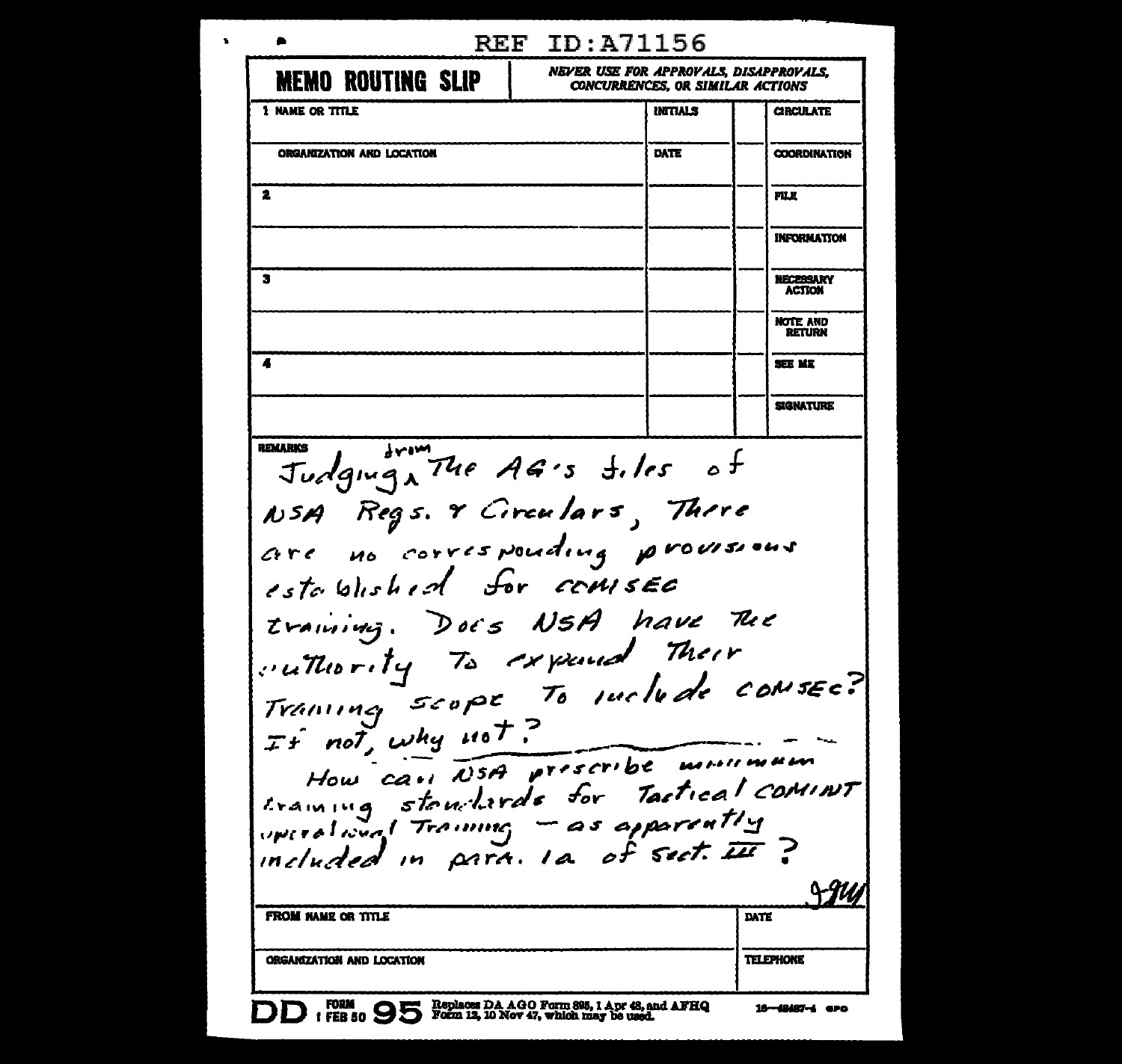REF ID:A71156

# MEMO ROUTING SLIP

NEVER USE FOR APPROVALS, DISAPPROVALS, CONCURRENCES, OR SIMILAR ACTIONS

| NAME OR TITLE | INITIALS | | CIRCULATE |
|---|---|---|---|
| 1 | | | |
| ORGANIZATION AND LOCATION | DATE | | COORDINATION |
| 2 | | | FILE |
| | | | INFORMATION |
| 3 | | | NECESSARY ACTION |
| | | | NOTE AND RETURN |
| 4 | | | SEE ME |
| | | | SIGNATURE |

REMARKS

Judging from The AG's files of NSA Regs. & Circulars, There are no corresponding provisions established for COMSEC training. Does NSA have The authority To expand Their Training scope To include COMSEC? If not, why not?

How can NSA prescribe minimum training standards for Tactical COMINT operational Training — as apparently included in para. 1a of Sect. III?

JGW

| FROM NAME OR TITLE | DATE |
|---|---|
| | |
| ORGANIZATION AND LOCATION | TELEPHONE |
| | |

DD FORM 1 FEB 50 95 — Replaces DA AGO Form 895, 1 Apr 48, and AFHQ Form 12, 10 Nov 47, which may be used. 16—48487-4 GPO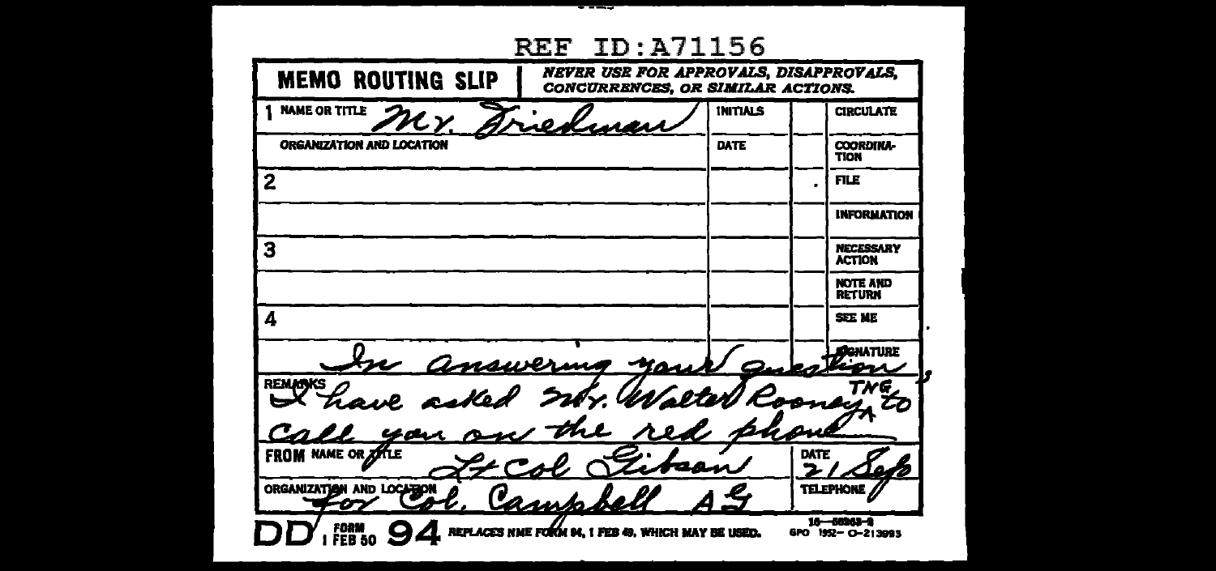REF ID:A71156

**MEMO ROUTING SLIP** | *NEVER USE FOR APPROVALS, DISAPPROVALS, CONCURRENCES, OR SIMILAR ACTIONS.*

| NAME OR TITLE | INITIALS | | |
|---|---|---|---|
| 1 Mr. Friedman | | | CIRCULATE |
| ORGANIZATION AND LOCATION | DATE | | COORDINATION |
| 2 | | | FILE |
| | | | INFORMATION |
| 3 | | | NECESSARY ACTION |
| | | | NOTE AND RETURN |
| 4 | | | SEE ME |
| | | | SIGNATURE |

REMARKS
In answering your question, I have asked Mr. Walter Rooney, TNG, to call you on the red phone

FROM NAME OR TITLE: Lt Col Gibson

DATE: 21 Sep

ORGANIZATION AND LOCATION: For Col. Campbell AG

TELEPHONE

DD FORM 1 FEB 50 94 REPLACES NME FORM 94, 1 FEB 49, WHICH MAY BE USED.

16—58363-2 GPO 1952—O-213993